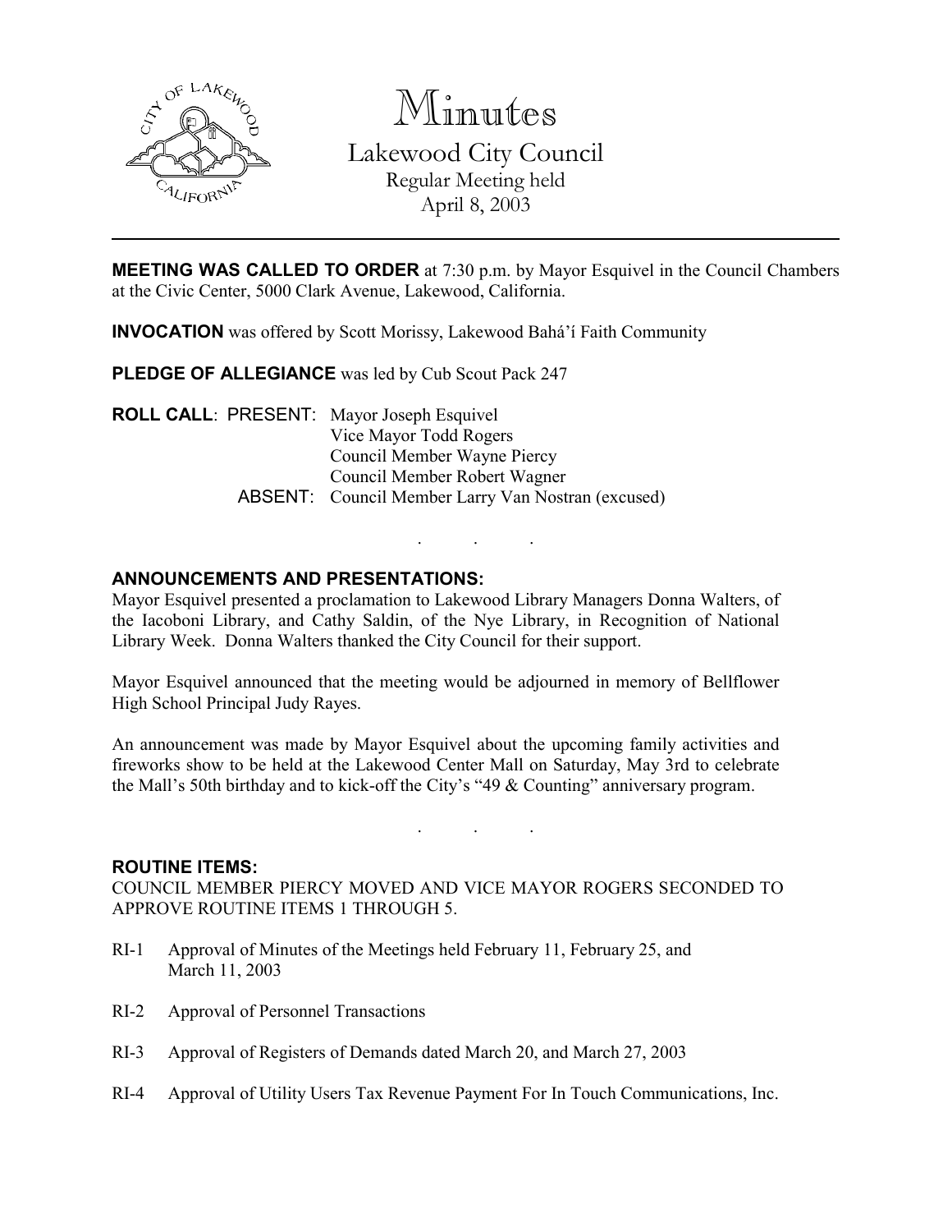# Minutes

## Lakewood City Council

Regular Meeting held
April 8, 2003

---

**MEETING WAS CALLED TO ORDER** at 7:30 p.m. by Mayor Esquivel in the Council Chambers at the Civic Center, 5000 Clark Avenue, Lakewood, California.

**INVOCATION** was offered by Scott Morissy, Lakewood Bahá'í Faith Community

**PLEDGE OF ALLEGIANCE** was led by Cub Scout Pack 247

**ROLL CALL**: PRESENT: Mayor Joseph Esquivel
Vice Mayor Todd Rogers
Council Member Wayne Piercy
Council Member Robert Wagner
ABSENT: Council Member Larry Van Nostran (excused)

. . .

**ANNOUNCEMENTS AND PRESENTATIONS:**

Mayor Esquivel presented a proclamation to Lakewood Library Managers Donna Walters, of the Iacoboni Library, and Cathy Saldin, of the Nye Library, in Recognition of National Library Week. Donna Walters thanked the City Council for their support.

Mayor Esquivel announced that the meeting would be adjourned in memory of Bellflower High School Principal Judy Rayes.

An announcement was made by Mayor Esquivel about the upcoming family activities and fireworks show to be held at the Lakewood Center Mall on Saturday, May 3rd to celebrate the Mall's 50th birthday and to kick-off the City's "49 & Counting" anniversary program.

. . .

**ROUTINE ITEMS:**

COUNCIL MEMBER PIERCY MOVED AND VICE MAYOR ROGERS SECONDED TO APPROVE ROUTINE ITEMS 1 THROUGH 5.

RI-1 Approval of Minutes of the Meetings held February 11, February 25, and March 11, 2003

RI-2 Approval of Personnel Transactions

RI-3 Approval of Registers of Demands dated March 20, and March 27, 2003

RI-4 Approval of Utility Users Tax Revenue Payment For In Touch Communications, Inc.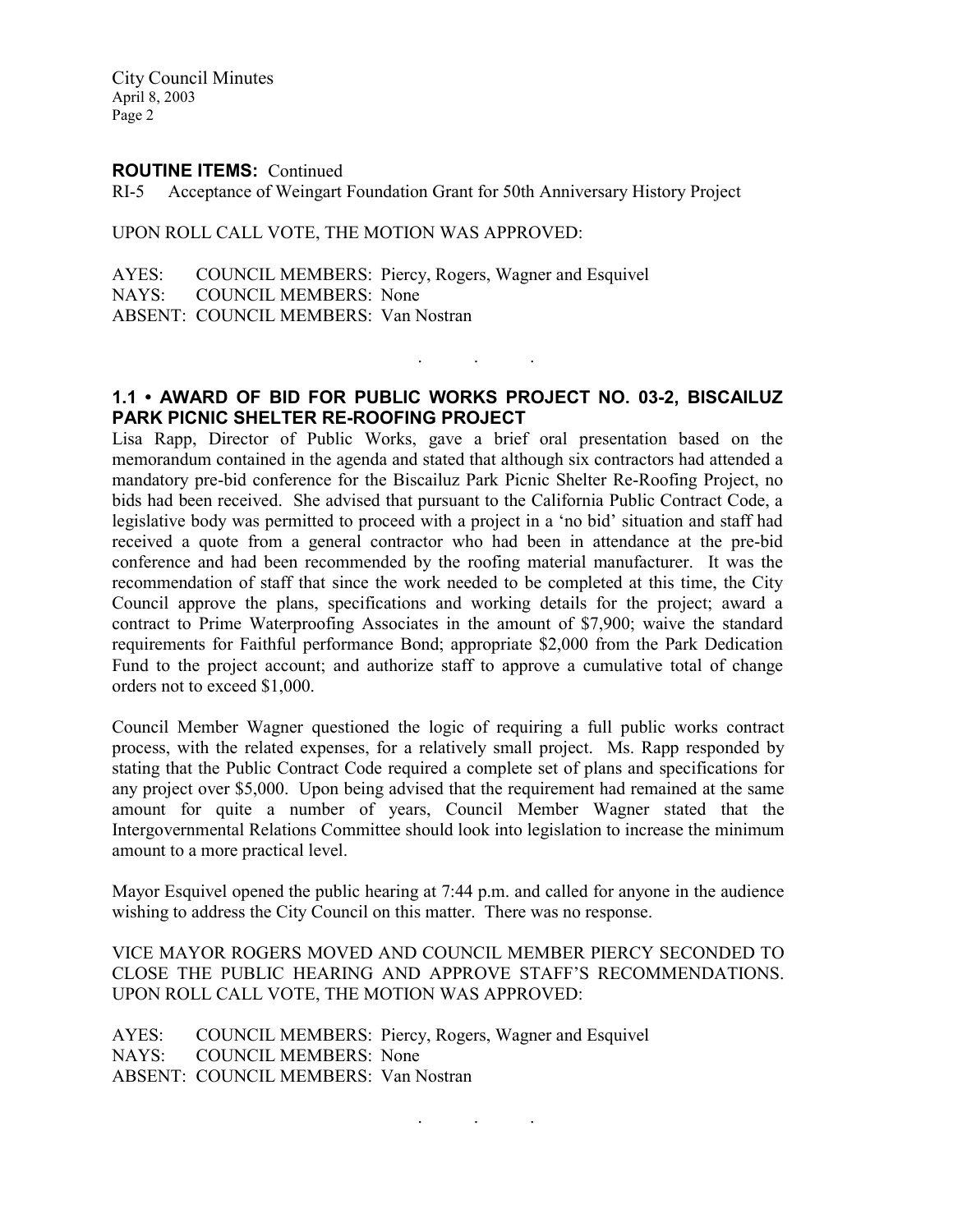**ROUTINE ITEMS:** Continued

RI-5 Acceptance of Weingart Foundation Grant for 50th Anniversary History Project

UPON ROLL CALL VOTE, THE MOTION WAS APPROVED:

AYES: COUNCIL MEMBERS: Piercy, Rogers, Wagner and Esquivel
NAYS: COUNCIL MEMBERS: None
ABSENT: COUNCIL MEMBERS: Van Nostran

. . .

## 1.1 • AWARD OF BID FOR PUBLIC WORKS PROJECT NO. 03-2, BISCAILUZ PARK PICNIC SHELTER RE-ROOFING PROJECT

Lisa Rapp, Director of Public Works, gave a brief oral presentation based on the memorandum contained in the agenda and stated that although six contractors had attended a mandatory pre-bid conference for the Biscailuz Park Picnic Shelter Re-Roofing Project, no bids had been received. She advised that pursuant to the California Public Contract Code, a legislative body was permitted to proceed with a project in a 'no bid' situation and staff had received a quote from a general contractor who had been in attendance at the pre-bid conference and had been recommended by the roofing material manufacturer. It was the recommendation of staff that since the work needed to be completed at this time, the City Council approve the plans, specifications and working details for the project; award a contract to Prime Waterproofing Associates in the amount of $7,900; waive the standard requirements for Faithful performance Bond; appropriate $2,000 from the Park Dedication Fund to the project account; and authorize staff to approve a cumulative total of change orders not to exceed $1,000.

Council Member Wagner questioned the logic of requiring a full public works contract process, with the related expenses, for a relatively small project. Ms. Rapp responded by stating that the Public Contract Code required a complete set of plans and specifications for any project over $5,000. Upon being advised that the requirement had remained at the same amount for quite a number of years, Council Member Wagner stated that the Intergovernmental Relations Committee should look into legislation to increase the minimum amount to a more practical level.

Mayor Esquivel opened the public hearing at 7:44 p.m. and called for anyone in the audience wishing to address the City Council on this matter. There was no response.

VICE MAYOR ROGERS MOVED AND COUNCIL MEMBER PIERCY SECONDED TO CLOSE THE PUBLIC HEARING AND APPROVE STAFF'S RECOMMENDATIONS. UPON ROLL CALL VOTE, THE MOTION WAS APPROVED:

AYES: COUNCIL MEMBERS: Piercy, Rogers, Wagner and Esquivel
NAYS: COUNCIL MEMBERS: None
ABSENT: COUNCIL MEMBERS: Van Nostran

. . .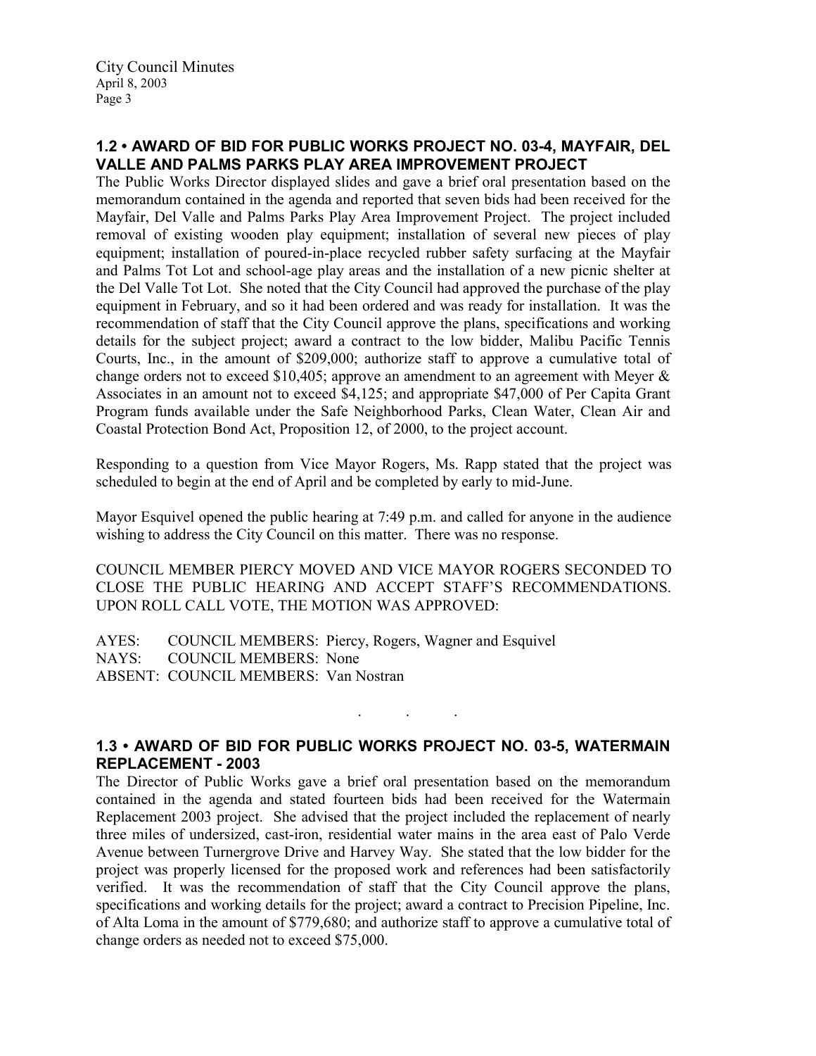## 1.2 • AWARD OF BID FOR PUBLIC WORKS PROJECT NO. 03-4, MAYFAIR, DEL VALLE AND PALMS PARKS PLAY AREA IMPROVEMENT PROJECT

The Public Works Director displayed slides and gave a brief oral presentation based on the memorandum contained in the agenda and reported that seven bids had been received for the Mayfair, Del Valle and Palms Parks Play Area Improvement Project. The project included removal of existing wooden play equipment; installation of several new pieces of play equipment; installation of poured-in-place recycled rubber safety surfacing at the Mayfair and Palms Tot Lot and school-age play areas and the installation of a new picnic shelter at the Del Valle Tot Lot. She noted that the City Council had approved the purchase of the play equipment in February, and so it had been ordered and was ready for installation. It was the recommendation of staff that the City Council approve the plans, specifications and working details for the subject project; award a contract to the low bidder, Malibu Pacific Tennis Courts, Inc., in the amount of $209,000; authorize staff to approve a cumulative total of change orders not to exceed $10,405; approve an amendment to an agreement with Meyer & Associates in an amount not to exceed $4,125; and appropriate $47,000 of Per Capita Grant Program funds available under the Safe Neighborhood Parks, Clean Water, Clean Air and Coastal Protection Bond Act, Proposition 12, of 2000, to the project account.

Responding to a question from Vice Mayor Rogers, Ms. Rapp stated that the project was scheduled to begin at the end of April and be completed by early to mid-June.

Mayor Esquivel opened the public hearing at 7:49 p.m. and called for anyone in the audience wishing to address the City Council on this matter. There was no response.

COUNCIL MEMBER PIERCY MOVED AND VICE MAYOR ROGERS SECONDED TO CLOSE THE PUBLIC HEARING AND ACCEPT STAFF'S RECOMMENDATIONS. UPON ROLL CALL VOTE, THE MOTION WAS APPROVED:

AYES: COUNCIL MEMBERS: Piercy, Rogers, Wagner and Esquivel
NAYS: COUNCIL MEMBERS: None
ABSENT: COUNCIL MEMBERS: Van Nostran

. . .

## 1.3 • AWARD OF BID FOR PUBLIC WORKS PROJECT NO. 03-5, WATERMAIN REPLACEMENT - 2003

The Director of Public Works gave a brief oral presentation based on the memorandum contained in the agenda and stated fourteen bids had been received for the Watermain Replacement 2003 project. She advised that the project included the replacement of nearly three miles of undersized, cast-iron, residential water mains in the area east of Palo Verde Avenue between Turnergrove Drive and Harvey Way. She stated that the low bidder for the project was properly licensed for the proposed work and references had been satisfactorily verified. It was the recommendation of staff that the City Council approve the plans, specifications and working details for the project; award a contract to Precision Pipeline, Inc. of Alta Loma in the amount of $779,680; and authorize staff to approve a cumulative total of change orders as needed not to exceed $75,000.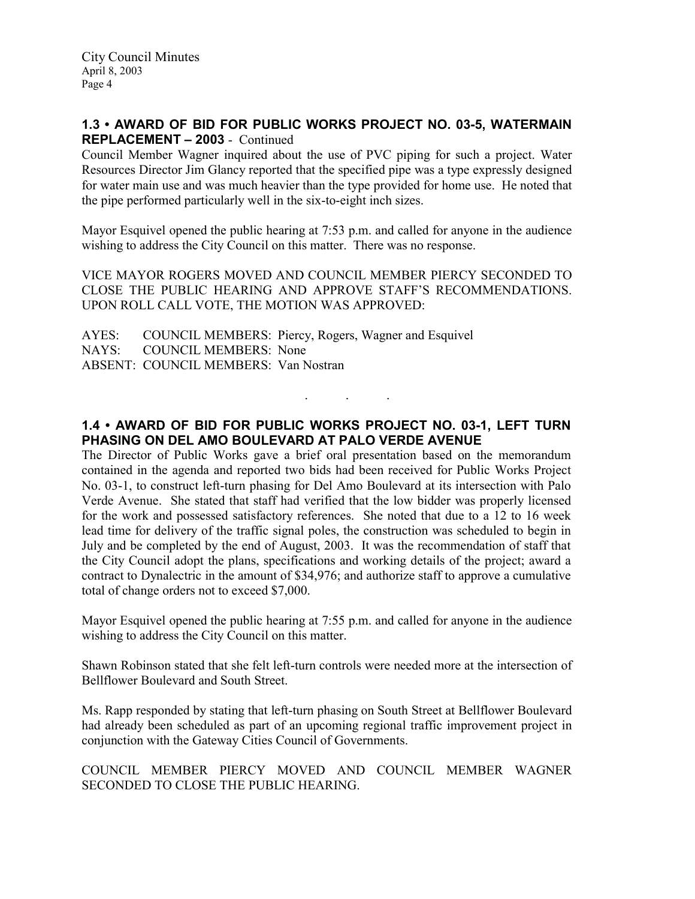## 1.3 • AWARD OF BID FOR PUBLIC WORKS PROJECT NO. 03-5, WATERMAIN REPLACEMENT – 2003 - Continued

Council Member Wagner inquired about the use of PVC piping for such a project. Water Resources Director Jim Glancy reported that the specified pipe was a type expressly designed for water main use and was much heavier than the type provided for home use. He noted that the pipe performed particularly well in the six-to-eight inch sizes.

Mayor Esquivel opened the public hearing at 7:53 p.m. and called for anyone in the audience wishing to address the City Council on this matter. There was no response.

VICE MAYOR ROGERS MOVED AND COUNCIL MEMBER PIERCY SECONDED TO CLOSE THE PUBLIC HEARING AND APPROVE STAFF'S RECOMMENDATIONS. UPON ROLL CALL VOTE, THE MOTION WAS APPROVED:

AYES: COUNCIL MEMBERS: Piercy, Rogers, Wagner and Esquivel
NAYS: COUNCIL MEMBERS: None
ABSENT: COUNCIL MEMBERS: Van Nostran

. . .

## 1.4 • AWARD OF BID FOR PUBLIC WORKS PROJECT NO. 03-1, LEFT TURN PHASING ON DEL AMO BOULEVARD AT PALO VERDE AVENUE

The Director of Public Works gave a brief oral presentation based on the memorandum contained in the agenda and reported two bids had been received for Public Works Project No. 03-1, to construct left-turn phasing for Del Amo Boulevard at its intersection with Palo Verde Avenue. She stated that staff had verified that the low bidder was properly licensed for the work and possessed satisfactory references. She noted that due to a 12 to 16 week lead time for delivery of the traffic signal poles, the construction was scheduled to begin in July and be completed by the end of August, 2003. It was the recommendation of staff that the City Council adopt the plans, specifications and working details of the project; award a contract to Dynalectric in the amount of $34,976; and authorize staff to approve a cumulative total of change orders not to exceed $7,000.

Mayor Esquivel opened the public hearing at 7:55 p.m. and called for anyone in the audience wishing to address the City Council on this matter.

Shawn Robinson stated that she felt left-turn controls were needed more at the intersection of Bellflower Boulevard and South Street.

Ms. Rapp responded by stating that left-turn phasing on South Street at Bellflower Boulevard had already been scheduled as part of an upcoming regional traffic improvement project in conjunction with the Gateway Cities Council of Governments.

COUNCIL MEMBER PIERCY MOVED AND COUNCIL MEMBER WAGNER SECONDED TO CLOSE THE PUBLIC HEARING.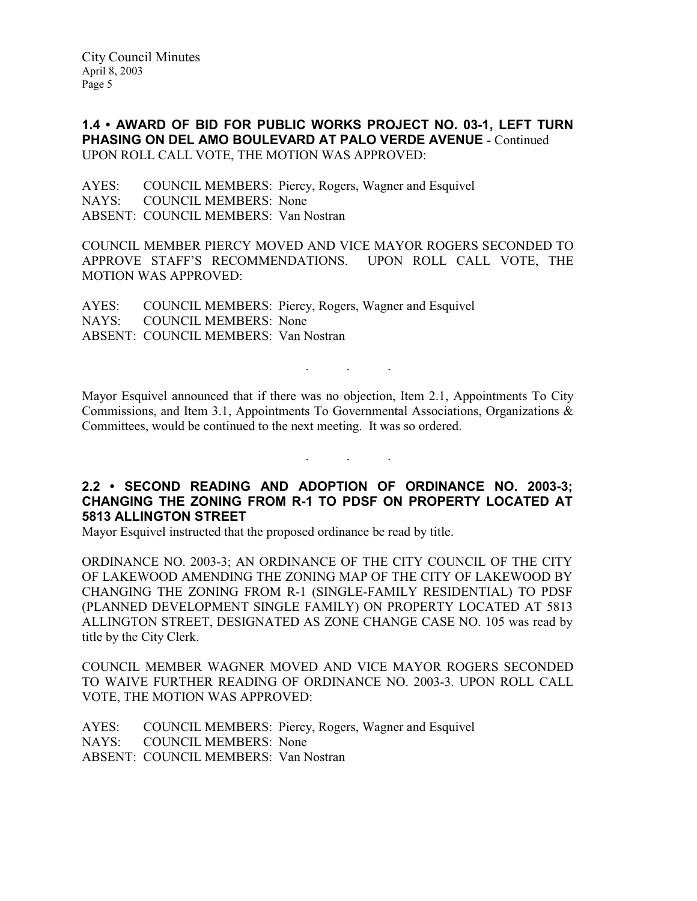**1.4 • AWARD OF BID FOR PUBLIC WORKS PROJECT NO. 03-1, LEFT TURN PHASING ON DEL AMO BOULEVARD AT PALO VERDE AVENUE** - Continued

UPON ROLL CALL VOTE, THE MOTION WAS APPROVED:

AYES: COUNCIL MEMBERS: Piercy, Rogers, Wagner and Esquivel
NAYS: COUNCIL MEMBERS: None
ABSENT: COUNCIL MEMBERS: Van Nostran

COUNCIL MEMBER PIERCY MOVED AND VICE MAYOR ROGERS SECONDED TO APPROVE STAFF'S RECOMMENDATIONS. UPON ROLL CALL VOTE, THE MOTION WAS APPROVED:

AYES: COUNCIL MEMBERS: Piercy, Rogers, Wagner and Esquivel
NAYS: COUNCIL MEMBERS: None
ABSENT: COUNCIL MEMBERS: Van Nostran

. . .

Mayor Esquivel announced that if there was no objection, Item 2.1, Appointments To City Commissions, and Item 3.1, Appointments To Governmental Associations, Organizations & Committees, would be continued to the next meeting. It was so ordered.

. . .

**2.2 • SECOND READING AND ADOPTION OF ORDINANCE NO. 2003-3; CHANGING THE ZONING FROM R-1 TO PDSF ON PROPERTY LOCATED AT 5813 ALLINGTON STREET**

Mayor Esquivel instructed that the proposed ordinance be read by title.

ORDINANCE NO. 2003-3; AN ORDINANCE OF THE CITY COUNCIL OF THE CITY OF LAKEWOOD AMENDING THE ZONING MAP OF THE CITY OF LAKEWOOD BY CHANGING THE ZONING FROM R-1 (SINGLE-FAMILY RESIDENTIAL) TO PDSF (PLANNED DEVELOPMENT SINGLE FAMILY) ON PROPERTY LOCATED AT 5813 ALLINGTON STREET, DESIGNATED AS ZONE CHANGE CASE NO. 105 was read by title by the City Clerk.

COUNCIL MEMBER WAGNER MOVED AND VICE MAYOR ROGERS SECONDED TO WAIVE FURTHER READING OF ORDINANCE NO. 2003-3. UPON ROLL CALL VOTE, THE MOTION WAS APPROVED:

AYES: COUNCIL MEMBERS: Piercy, Rogers, Wagner and Esquivel
NAYS: COUNCIL MEMBERS: None
ABSENT: COUNCIL MEMBERS: Van Nostran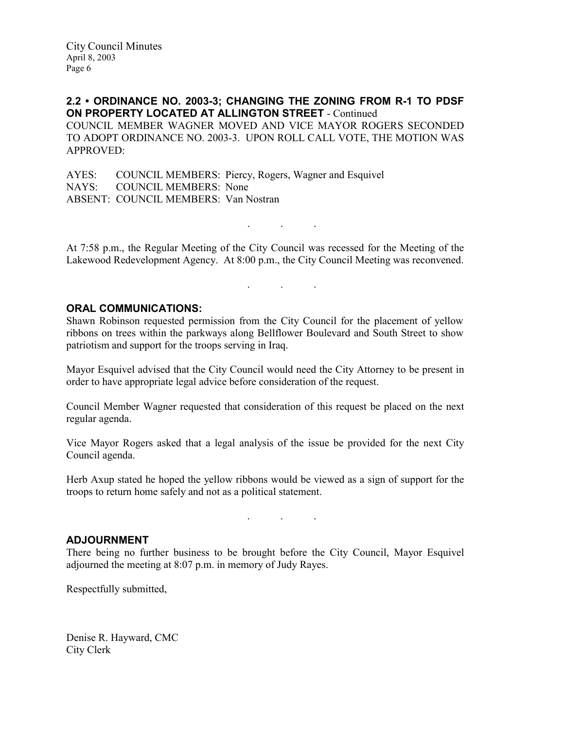## 2.2 • ORDINANCE NO. 2003-3; CHANGING THE ZONING FROM R-1 TO PDSF ON PROPERTY LOCATED AT ALLINGTON STREET - Continued

COUNCIL MEMBER WAGNER MOVED AND VICE MAYOR ROGERS SECONDED TO ADOPT ORDINANCE NO. 2003-3. UPON ROLL CALL VOTE, THE MOTION WAS APPROVED:

AYES: COUNCIL MEMBERS: Piercy, Rogers, Wagner and Esquivel
NAYS: COUNCIL MEMBERS: None
ABSENT: COUNCIL MEMBERS: Van Nostran

. . .

At 7:58 p.m., the Regular Meeting of the City Council was recessed for the Meeting of the Lakewood Redevelopment Agency. At 8:00 p.m., the City Council Meeting was reconvened.

. . .

## ORAL COMMUNICATIONS:

Shawn Robinson requested permission from the City Council for the placement of yellow ribbons on trees within the parkways along Bellflower Boulevard and South Street to show patriotism and support for the troops serving in Iraq.

Mayor Esquivel advised that the City Council would need the City Attorney to be present in order to have appropriate legal advice before consideration of the request.

Council Member Wagner requested that consideration of this request be placed on the next regular agenda.

Vice Mayor Rogers asked that a legal analysis of the issue be provided for the next City Council agenda.

Herb Axup stated he hoped the yellow ribbons would be viewed as a sign of support for the troops to return home safely and not as a political statement.

. . .

## ADJOURNMENT

There being no further business to be brought before the City Council, Mayor Esquivel adjourned the meeting at 8:07 p.m. in memory of Judy Rayes.

Respectfully submitted,

Denise R. Hayward, CMC
City Clerk